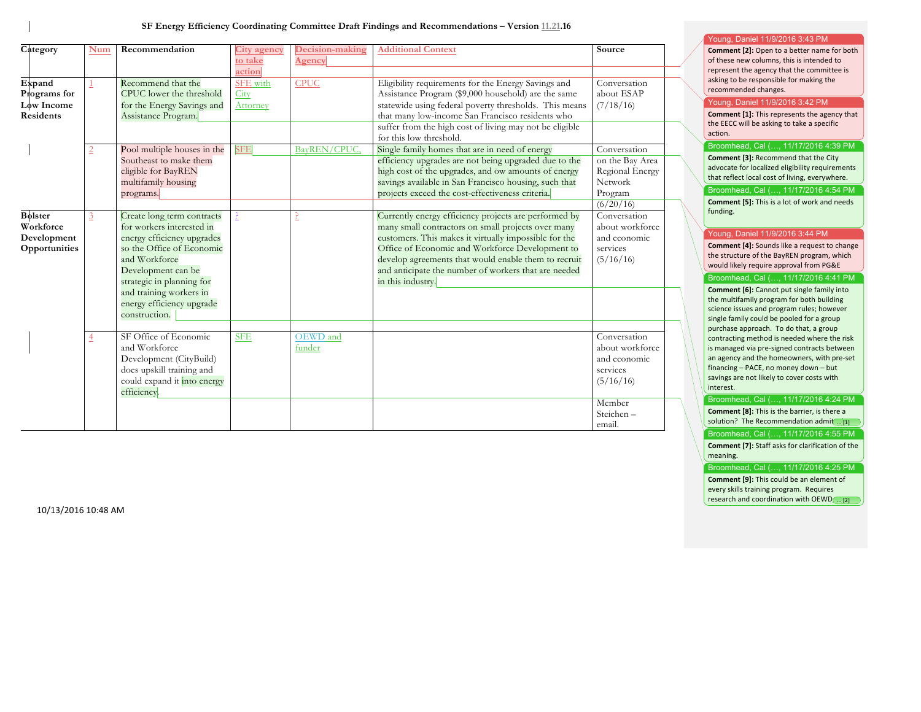# SF Energy Efficiency Coordinating Committee Draft Findings and Recommendations – Version 11.21.16

| Category | Num | Recommendation | City agency to take action | Decision-making Agency | Additional Context | Source |
|---|---|---|---|---|---|---|
| Expand Programs for Low Income Residents | 1 | Recommend that the CPUC lower the threshold for the Energy Savings and Assistance Program. | SFE with City Attorney | CPUC | Eligibility requirements for the Energy Savings and Assistance Program ($9,000 household) are the same statewide using federal poverty thresholds. This means that many low-income San Francisco residents who suffer from the high cost of living may not be eligible for this low threshold. | Conversation about ESAP (7/18/16) |
| | 2 | Pool multiple houses in the Southeast to make them eligible for BayREN multifamily housing programs. | SFE | BayREN/CPUC, | Single family homes that are in need of energy efficiency upgrades are not being upgraded due to the high cost of the upgrades, and ow amounts of energy savings available in San Francisco housing, such that projects exceed the cost-effectiveness criteria. | Conversation on the Bay Area Regional Energy Network Program (6/20/16) |
| Bolster Workforce Development Opportunities | 3 | Create long term contracts for workers interested in energy efficiency upgrades so the Office of Economic and Workforce Development can be strategic in planning for and training workers in energy efficiency upgrade construction. | ? | ? | Currently energy efficiency projects are performed by many small contractors on small projects over many customers. This makes it virtually impossible for the Office of Economic and Workforce Development to develop agreements that would enable them to recruit and anticipate the number of workers that are needed in this industry. | Conversation about workforce and economic services (5/16/16) |
| | 4 | SF Office of Economic and Workforce Development (CityBuild) does upskill training and could expand it into energy efficiency. | SFE | OEWD and funder | | Conversation about workforce and economic services (5/16/16) |
| | | | | | | Member Steichen – email. |

10/13/2016 10:48 AM

**Comments:**

- Young, Daniel 11/9/2016 3:43 PM — **Comment [2]:** Open to a better name for both of these new columns, this is intended to represent the agency that the committee is asking to be responsible for making the recommended changes.
- Young, Daniel 11/9/2016 3:42 PM — **Comment [1]:** This represents the agency that the EECC will be asking to take a specific action.
- Broomhead, Cal (..., 11/17/2016 4:39 PM — **Comment [3]:** Recommend that the City advocate for localized eligibility requirements that reflect local cost of living, everywhere.
- Broomhead, Cal (..., 11/17/2016 4:54 PM — **Comment [5]:** This is a lot of work and needs funding.
- Young, Daniel 11/9/2016 3:44 PM — **Comment [4]:** Sounds like a request to change the structure of the BayREN program, which would likely require approval from PG&E
- Broomhead, Cal (..., 11/17/2016 4:41 PM — **Comment [6]:** Cannot put single family into the multifamily program for both building science issues and program rules; however single family could be pooled for a group purchase approach. To do that, a group contracting method is needed where the risk is managed via pre-signed contracts between an agency and the homeowners, with pre-set financing – PACE, no money down – but savings are not likely to cover costs with interest.
- Broomhead, Cal (..., 11/17/2016 4:24 PM — **Comment [8]:** This is the barrier, is there a solution? The Recommendation admit ... [1]
- Broomhead, Cal (..., 11/17/2016 4:55 PM — **Comment [7]:** Staff asks for clarification of the meaning.
- Broomhead, Cal (..., 11/17/2016 4:25 PM — **Comment [9]:** This could be an element of every skills training program. Requires research and coordination with OEWD ... [2]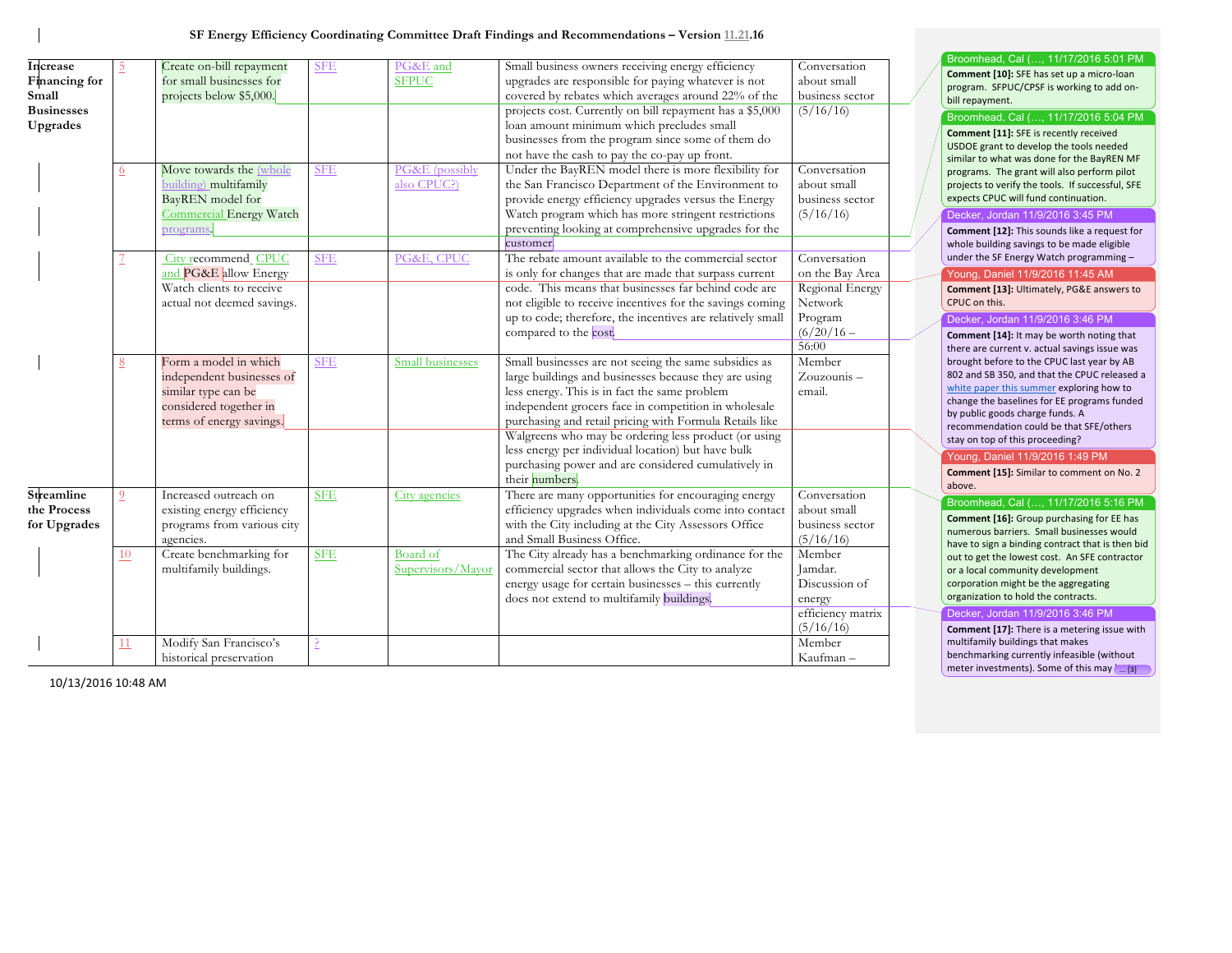# SF Energy Efficiency Coordinating Committee Draft Findings and Recommendations – Version 11.21.16

| | | | | | | |
|---|---|---|---|---|---|---|
| Increase Financing for Small Businesses Upgrades | 5 | Create on-bill repayment for small businesses for projects below $5,000. | SFE | PG&E and SFPUC | Small business owners receiving energy efficiency upgrades are responsible for paying whatever is not covered by rebates which averages around 22% of the projects cost. Currently on bill repayment has a $5,000 loan amount minimum which precludes small businesses from the program since some of them do not have the cash to pay the co-pay up front. | Conversation about small business sector (5/16/16) |
| | 6 | Move towards the (whole building) multifamily BayREN model for Commercial Energy Watch programs. | SFE | PG&E (possibly also CPUC?) | Under the BayREN model there is more flexibility for the San Francisco Department of the Environment to provide energy efficiency upgrades versus the Energy Watch program which has more stringent restrictions preventing looking at comprehensive upgrades for the customer. | Conversation about small business sector (5/16/16) |
| | 7 | City recommend CPUC and PG&E allow Energy Watch clients to receive actual not deemed savings. | SFE | PG&E, CPUC | The rebate amount available to the commercial sector is only for changes that are made that surpass current code. This means that businesses far behind code are not eligible to receive incentives for the savings coming up to code; therefore, the incentives are relatively small compared to the cost. | Conversation on the Bay Area Regional Energy Network Program (6/20/16 – 56:00 |
| | 8 | Form a model in which independent businesses of similar type can be considered together in terms of energy savings. | SFE | Small businesses | Small businesses are not seeing the same subsidies as large buildings and businesses because they are using less energy. This is in fact the same problem independent grocers face in competition in wholesale purchasing and retail pricing with Formula Retails like Walgreens who may be ordering less product (or using less energy per individual location) but have bulk purchasing power and are considered cumulatively in their numbers. | Member Zouzounis – email. |
| Streamline the Process for Upgrades | 9 | Increased outreach on existing energy efficiency programs from various city agencies. | SFE | City agencies | There are many opportunities for encouraging energy efficiency upgrades when individuals come into contact with the City including at the City Assessors Office and Small Business Office. | Conversation about small business sector (5/16/16) |
| | 10 | Create benchmarking for multifamily buildings. | SFE | Board of Supervisors/Mayor | The City already has a benchmarking ordinance for the commercial sector that allows the City to analyze energy usage for certain businesses – this currently does not extend to multifamily buildings. | Member Jamdar. Discussion of energy efficiency matrix (5/16/16) |
| | 11 | Modify San Francisco's historical preservation | ? | | | Member Kaufman – |

**Broomhead, Cal (…, 11/17/2016 5:01 PM — Comment [10]:** SFE has set up a micro-loan program. SFPUC/CPSF is working to add on-bill repayment.

**Broomhead, Cal (…, 11/17/2016 5:04 PM — Comment [11]:** SFE is recently received USDOE grant to develop the tools needed similar to what was done for the BayREN MF programs. The grant will also perform pilot projects to verify the tools. If successful, SFE expects CPUC will fund continuation.

**Decker, Jordan 11/9/2016 3:45 PM — Comment [12]:** This sounds like a request for whole building savings to be made eligible under the SF Energy Watch programming –

**Young, Daniel 11/9/2016 11:45 AM — Comment [13]:** Ultimately, PG&E answers to CPUC on this.

**Decker, Jordan 11/9/2016 3:46 PM — Comment [14]:** It may be worth noting that there are current v. actual savings issue was brought before to the CPUC last year by AB 802 and SB 350, and that the CPUC released a white paper this summer exploring how to change the baselines for EE programs funded by public goods charge funds. A recommendation could be that SFE/others stay on top of this proceeding?

**Young, Daniel 11/9/2016 1:49 PM — Comment [15]:** Similar to comment on No. 2 above.

**Broomhead, Cal (…, 11/17/2016 5:16 PM — Comment [16]:** Group purchasing for EE has numerous barriers. Small businesses would have to sign a binding contract that is then bid out to get the lowest cost. An SFE contractor or a local community development corporation might be the aggregating organization to hold the contracts.

**Decker, Jordan 11/9/2016 3:46 PM — Comment [17]:** There is a metering issue with multifamily buildings that makes benchmarking currently infeasible (without meter investments). Some of this may ... [3]

10/13/2016 10:48 AM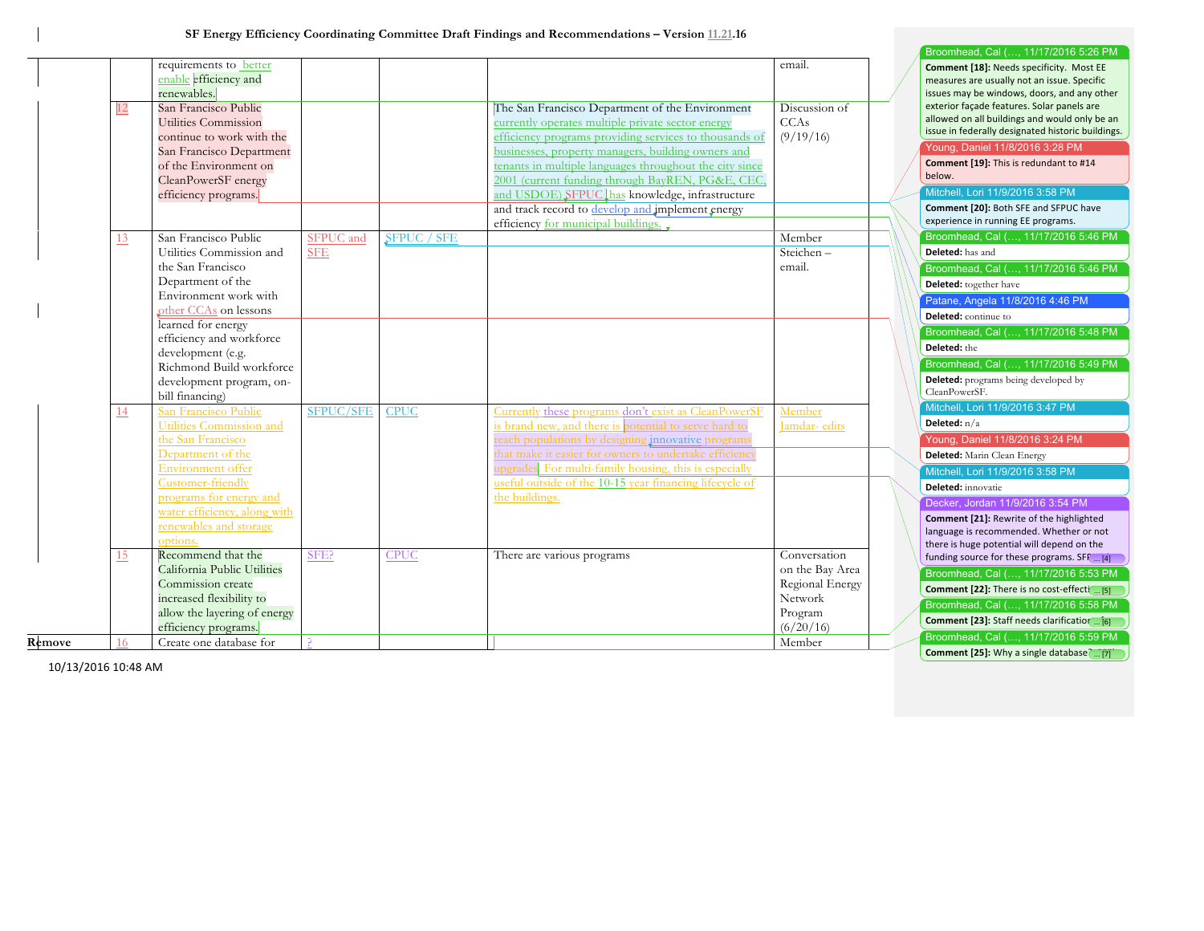| | | | | | | |
|---|---|---|---|---|---|---|
| | | requirements to better enable efficiency and renewables. | | | | email. |
| | 12 | San Francisco Public Utilities Commission continue to work with the San Francisco Department of the Environment on CleanPowerSF energy efficiency programs. | | | The San Francisco Department of the Environment currently operates multiple private sector energy efficiency programs providing services to thousands of businesses, property managers, building owners and tenants in multiple languages throughout the city since 2001 (current funding through BayREN, PG&E, CEC, and USDOE) SFPUC has knowledge, infrastructure and track record to develop and implement energy efficiency for municipal buildings. | Discussion of CCAs (9/19/16) |
| | 13 | San Francisco Public Utilities Commission and the San Francisco Department of the Environment work with other CCAs on lessons learned for energy efficiency and workforce development (e.g. Richmond Build workforce development program, on-bill financing) | SFPUC and SFE | SFPUC / SFE | | Member Steichen – email. |
| | 14 | San Francisco Public Utilities Commission and the San Francisco Department of the Environment offer Customer-friendly programs for energy and water efficiency, along with renewables and storage options. | SFPUC/SFE | CPUC | Currently these programs don't exist as CleanPowerSF is brand new, and there is potential to serve hard to reach populations by designing innovative programs that make it easier for owners to undertake efficiency upgrades. For multi-family housing, this is especially useful outside of the 10-15 year financing lifecycle of the buildings. | Member Jamdar- edits |
| | 15 | Recommend that the California Public Utilities Commission create increased flexibility to allow the layering of energy efficiency programs. | SFE? | CPUC | There are various programs | Conversation on the Bay Area Regional Energy Network Program (6/20/16) |
| Remove | 16 | Create one database for | ? | | | Member |

10/13/2016 10:48 AM

**Broomhead, Cal (…, 11/17/2016 5:26 PM**
**Comment [18]:** Needs specificity. Most EE measures are usually not an issue. Specific issues may be windows, doors, and any other exterior façade features. Solar panels are allowed on all buildings and would only be an issue in federally designated historic buildings.

**Young, Daniel 11/8/2016 3:28 PM**
**Comment [19]:** This is redundant to #14 below.

**Mitchell, Lori 11/9/2016 3:58 PM**
**Comment [20]:** Both SFE and SFPUC have experience in running EE programs.

**Broomhead, Cal (…, 11/17/2016 5:46 PM**
**Deleted:** has and

**Broomhead, Cal (…, 11/17/2016 5:46 PM**
**Deleted:** together have

**Patane, Angela 11/8/2016 4:46 PM**
**Deleted:** continue to

**Broomhead, Cal (…, 11/17/2016 5:48 PM**
**Deleted:** the

**Broomhead, Cal (…, 11/17/2016 5:49 PM**
**Deleted:** programs being developed by CleanPowerSF.

**Mitchell, Lori 11/9/2016 3:47 PM**
**Deleted:** n/a

**Young, Daniel 11/8/2016 3:24 PM**
**Deleted:** Marin Clean Energy

**Mitchell, Lori 11/9/2016 3:58 PM**
**Deleted:** innovatie

**Decker, Jordan 11/9/2016 3:54 PM**
**Comment [21]:** Rewrite of the highlighted language is recommended. Whether or not there is huge potential will depend on the funding source for these programs. SFP ... [4]

**Broomhead, Cal (…, 11/17/2016 5:53 PM**
**Comment [22]:** There is no cost-effecti ... [5]

**Broomhead, Cal (…, 11/17/2016 5:58 PM**
**Comment [23]:** Staff needs clarification ... [6]

**Broomhead, Cal (…, 11/17/2016 5:59 PM**
**Comment [25]:** Why a single database? ... [7]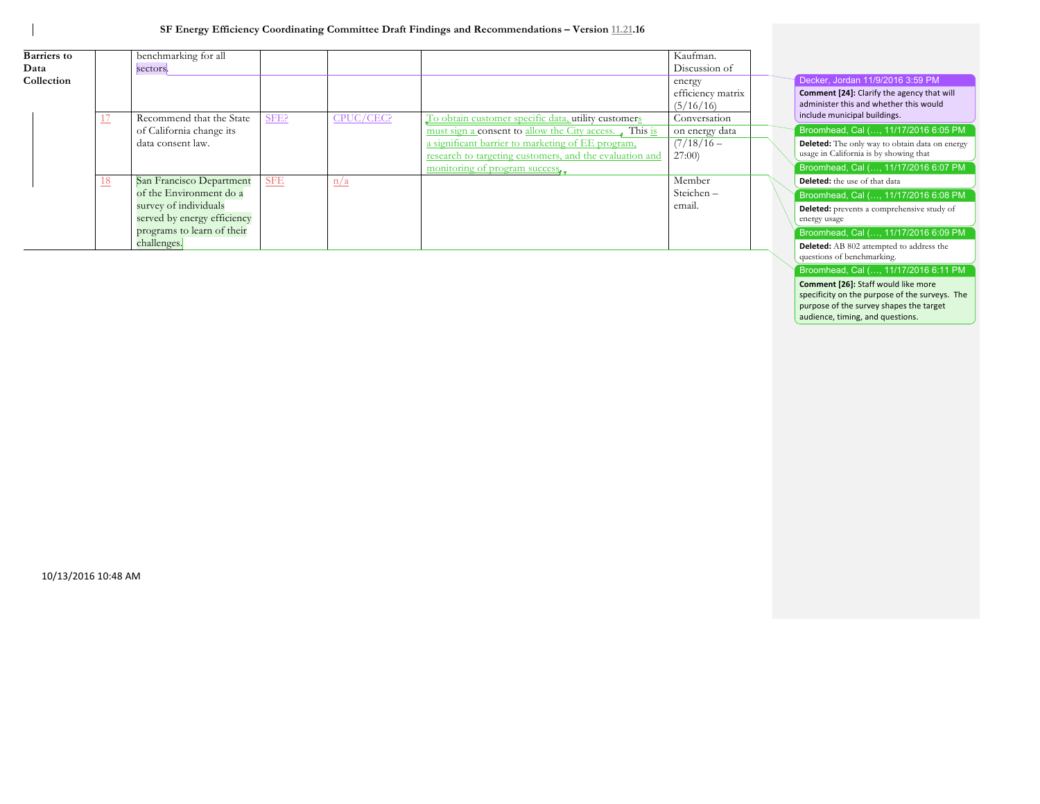| | | | | | | |
|---|---|---|---|---|---|---|
| **Barriers to Data Collection** | | benchmarking for all sectors. | | | | Kaufman. Discussion of energy efficiency matrix (5/16/16) |
| | 17 | Recommend that the State of California change its data consent law. | SFE? | CPUC/CEC? | To obtain customer specific data, utility customers must sign a consent to allow the City access. This is a significant barrier to marketing of EE program, research to targeting customers, and the evaluation and monitoring of program success. | Conversation on energy data (7/18/16 – 27:00) |
| | 18 | San Francisco Department of the Environment do a survey of individuals served by energy efficiency programs to learn of their challenges. | SFE | n/a | | Member Steichen – email. |

Decker, Jordan 11/9/2016 3:59 PM
**Comment [24]:** Clarify the agency that will administer this and whether this would include municipal buildings.

Broomhead, Cal (…, 11/17/2016 6:05 PM
**Deleted:** The only way to obtain data on energy usage in California is by showing that

Broomhead, Cal (…, 11/17/2016 6:07 PM
**Deleted:** the use of that data

Broomhead, Cal (…, 11/17/2016 6:08 PM
**Deleted:** prevents a comprehensive study of energy usage

Broomhead, Cal (…, 11/17/2016 6:09 PM
**Deleted:** AB 802 attempted to address the questions of benchmarking.

Broomhead, Cal (…, 11/17/2016 6:11 PM
**Comment [26]:** Staff would like more specificity on the purpose of the surveys. The purpose of the survey shapes the target audience, timing, and questions.

10/13/2016 10:48 AM